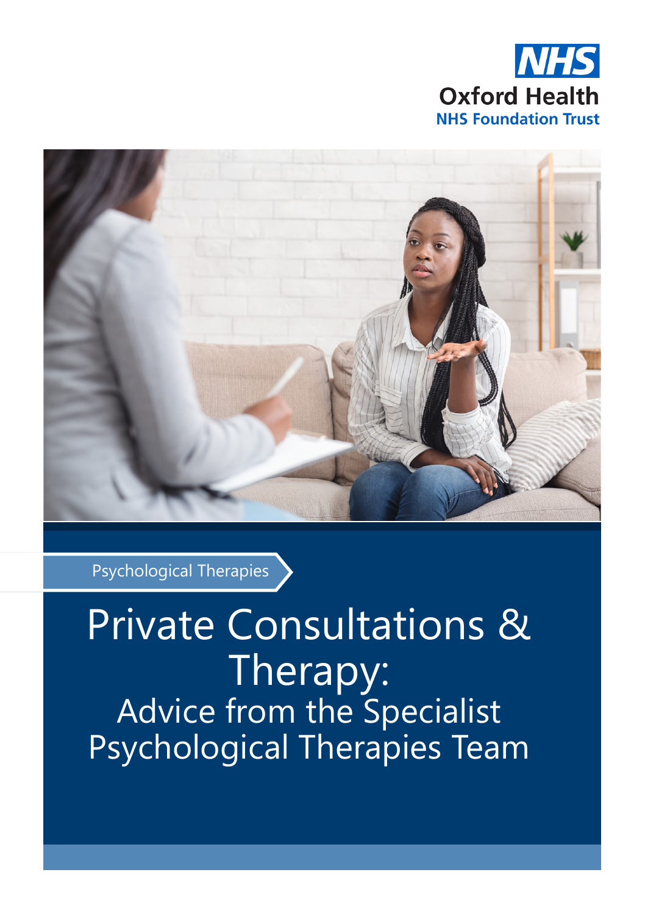NHS

Oxford Health

NHS Foundation Trust

Psychological Therapies

# Private Consultations & Therapy:

## Advice from the Specialist Psychological Therapies Team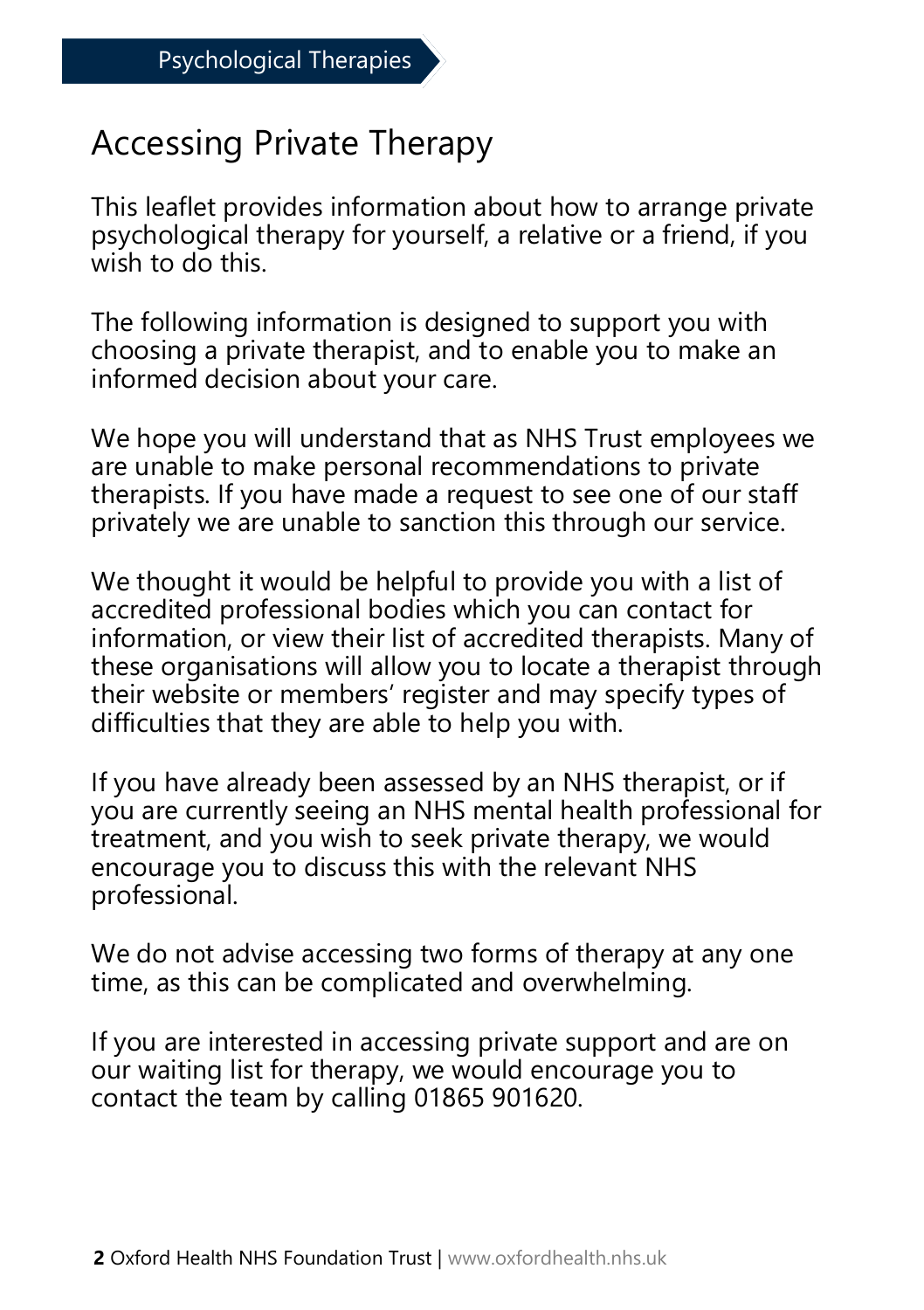Psychological Therapies

# Accessing Private Therapy

This leaflet provides information about how to arrange private psychological therapy for yourself, a relative or a friend, if you wish to do this.

The following information is designed to support you with choosing a private therapist, and to enable you to make an informed decision about your care.

We hope you will understand that as NHS Trust employees we are unable to make personal recommendations to private therapists. If you have made a request to see one of our staff privately we are unable to sanction this through our service.

We thought it would be helpful to provide you with a list of accredited professional bodies which you can contact for information, or view their list of accredited therapists. Many of these organisations will allow you to locate a therapist through their website or members' register and may specify types of difficulties that they are able to help you with.

If you have already been assessed by an NHS therapist, or if you are currently seeing an NHS mental health professional for treatment, and you wish to seek private therapy, we would encourage you to discuss this with the relevant NHS professional.

We do not advise accessing two forms of therapy at any one time, as this can be complicated and overwhelming.

If you are interested in accessing private support and are on our waiting list for therapy, we would encourage you to contact the team by calling 01865 901620.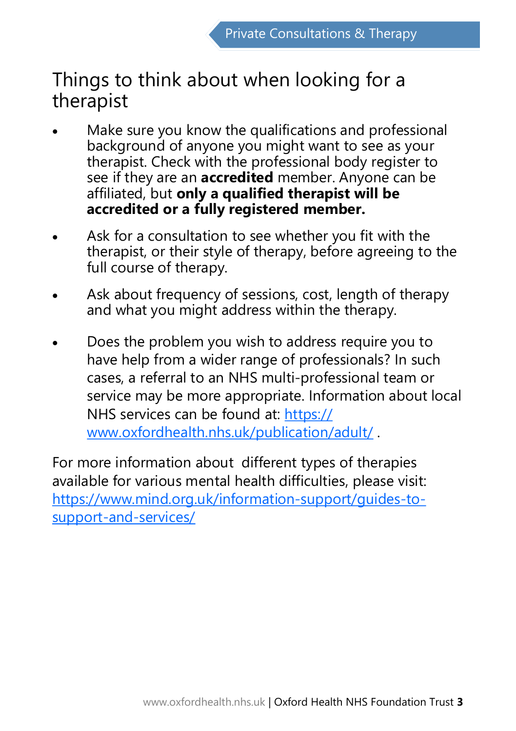# Things to think about when looking for a therapist

- Make sure you know the qualifications and professional background of anyone you might want to see as your therapist. Check with the professional body register to see if they are an **accredited** member. Anyone can be affiliated, but **only a qualified therapist will be accredited or a fully registered member.**

- Ask for a consultation to see whether you fit with the therapist, or their style of therapy, before agreeing to the full course of therapy.

- Ask about frequency of sessions, cost, length of therapy and what you might address within the therapy.

- Does the problem you wish to address require you to have help from a wider range of professionals? In such cases, a referral to an NHS multi-professional team or service may be more appropriate. Information about local NHS services can be found at: [https://www.oxfordhealth.nhs.uk/publication/adult/](https://www.oxfordhealth.nhs.uk/publication/adult/) .

For more information about different types of therapies available for various mental health difficulties, please visit: [https://www.mind.org.uk/information-support/guides-to-support-and-services/](https://www.mind.org.uk/information-support/guides-to-support-and-services/)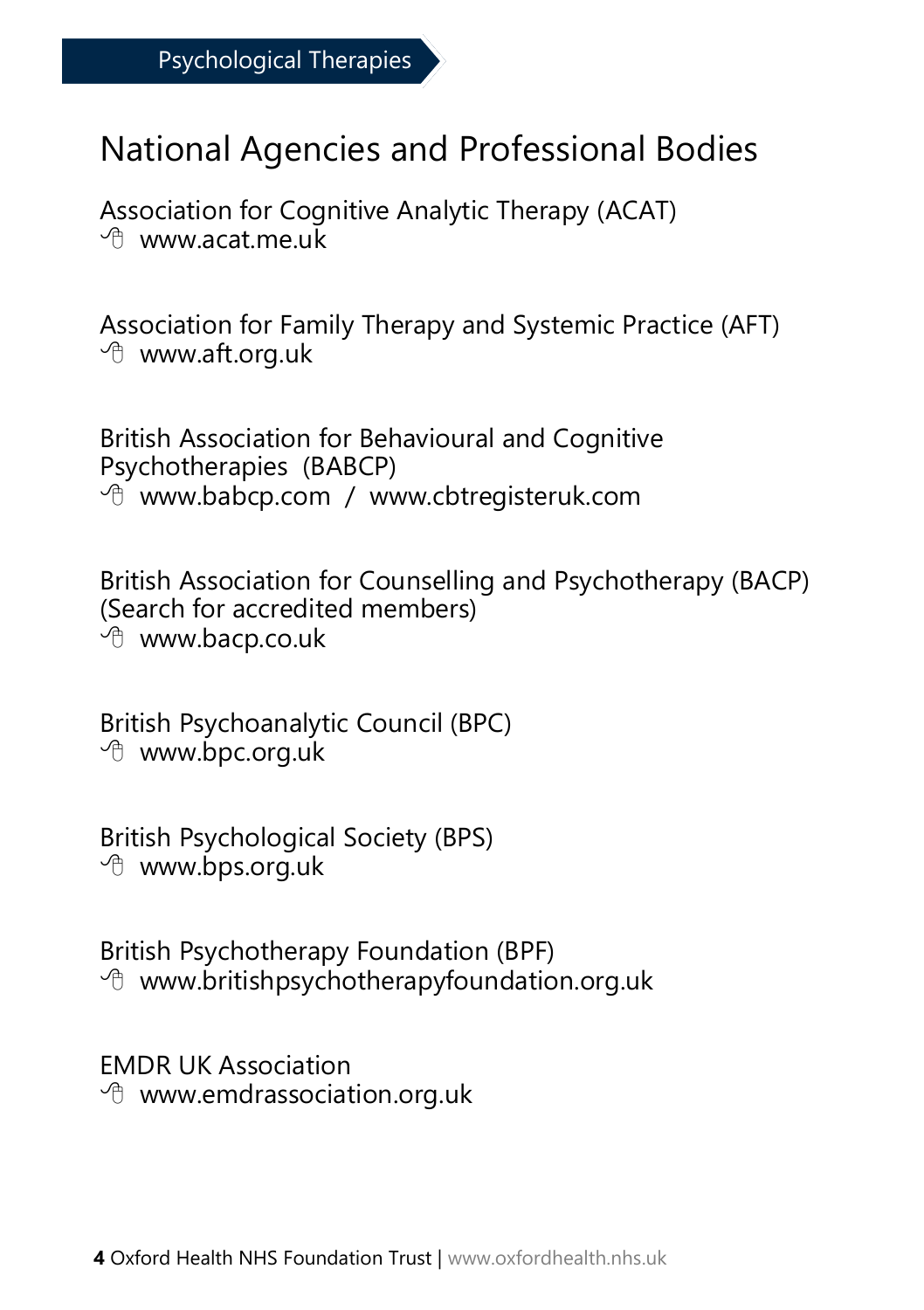# National Agencies and Professional Bodies

Association for Cognitive Analytic Therapy (ACAT)
www.acat.me.uk

Association for Family Therapy and Systemic Practice (AFT)
www.aft.org.uk

British Association for Behavioural and Cognitive Psychotherapies (BABCP)
www.babcp.com / www.cbtregisteruk.com

British Association for Counselling and Psychotherapy (BACP) (Search for accredited members)
www.bacp.co.uk

British Psychoanalytic Council (BPC)
www.bpc.org.uk

British Psychological Society (BPS)
www.bps.org.uk

British Psychotherapy Foundation (BPF)
www.britishpsychotherapyfoundation.org.uk

EMDR UK Association
www.emdrassociation.org.uk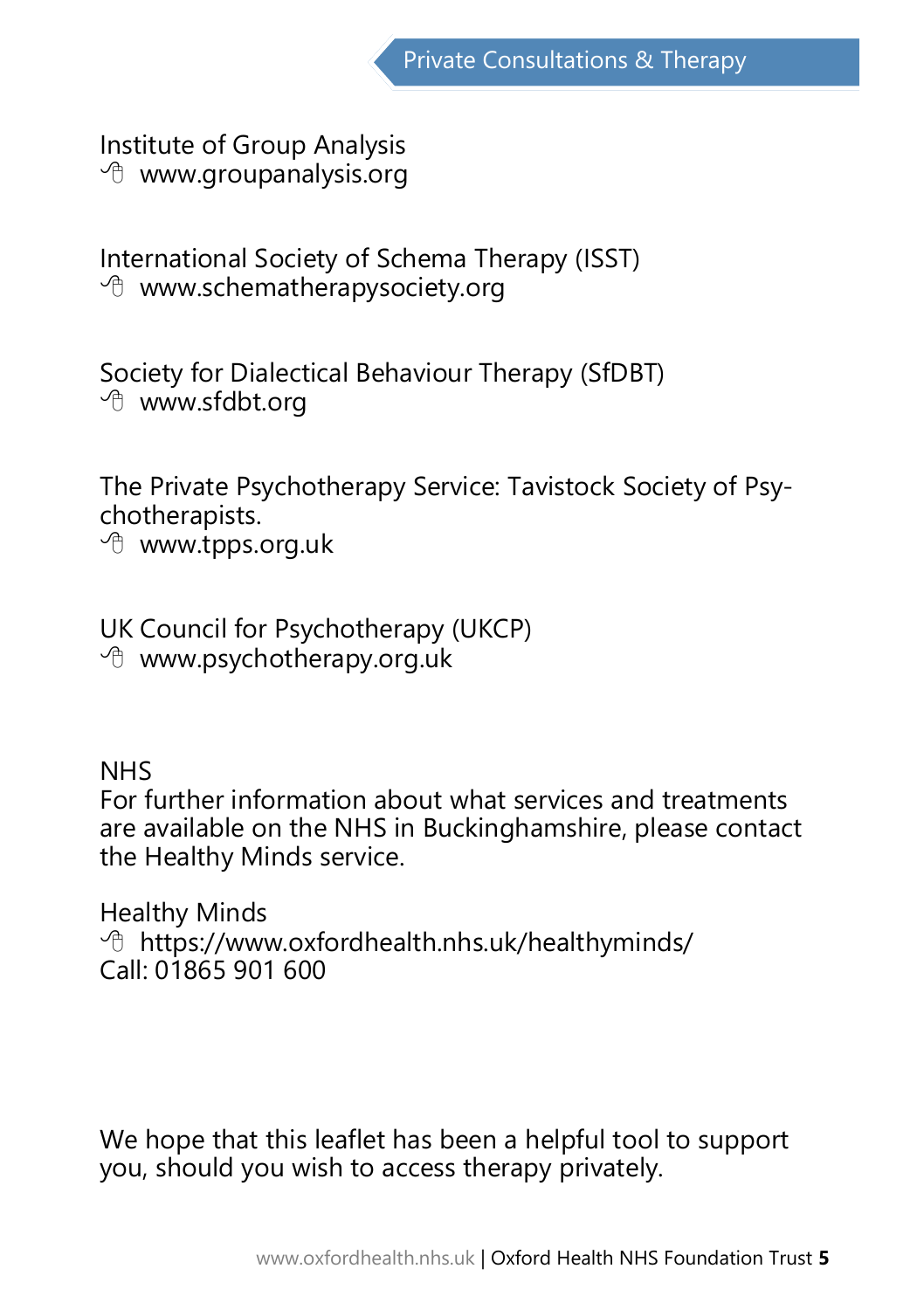Institute of Group Analysis
www.groupanalysis.org

International Society of Schema Therapy (ISST)
www.schematherapysociety.org

Society for Dialectical Behaviour Therapy (SfDBT)
www.sfdbt.org

The Private Psychotherapy Service: Tavistock Society of Psychotherapists.
www.tpps.org.uk

UK Council for Psychotherapy (UKCP)
www.psychotherapy.org.uk

NHS
For further information about what services and treatments are available on the NHS in Buckinghamshire, please contact the Healthy Minds service.

Healthy Minds
https://www.oxfordhealth.nhs.uk/healthyminds/
Call: 01865 901 600

We hope that this leaflet has been a helpful tool to support you, should you wish to access therapy privately.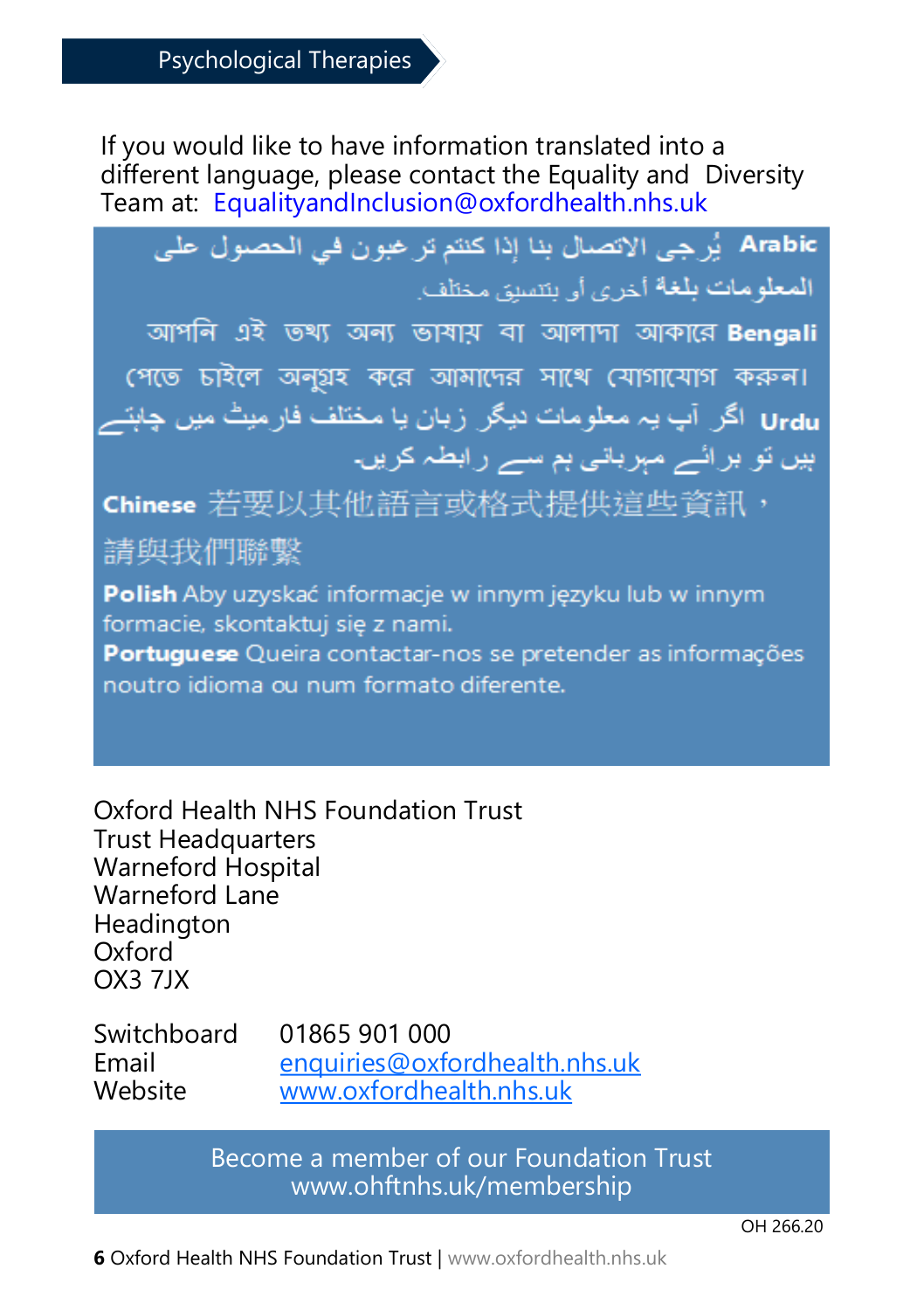If you would like to have information translated into a different language, please contact the Equality and Diversity Team at: EqualityandInclusion@oxfordhealth.nhs.uk

**Arabic** يُرجى الاتصال بنا إذا كنتم ترغبون في الحصول على المعلومات بلغة أخرى أو بتنسيق مختلف.

**Bengali** আপনি এই তথ্য অন্য ভাষায় বা আলাদা আকারে পেতে চাইলে অনুগ্রহ করে আমাদের সাথে যোগাযোগ করুন।

**Urdu** اگر آپ یہ معلومات دیگر زبان یا مختلف فارمیٹ میں چاہتے ہیں تو برائے مہربانی ہم سے رابطہ کریں۔

**Chinese** 若要以其他語言或格式提供這些資訊，請與我們聯繫

**Polish** Aby uzyskać informacje w innym języku lub w innym formacie, skontaktuj się z nami.

**Portuguese** Queira contactar-nos se pretender as informações noutro idioma ou num formato diferente.

Oxford Health NHS Foundation Trust
Trust Headquarters
Warneford Hospital
Warneford Lane
Headington
Oxford
OX3 7JX

Switchboard 01865 901 000
Email enquiries@oxfordhealth.nhs.uk
Website www.oxfordhealth.nhs.uk

Become a member of our Foundation Trust
www.ohftnhs.uk/membership

OH 266.20